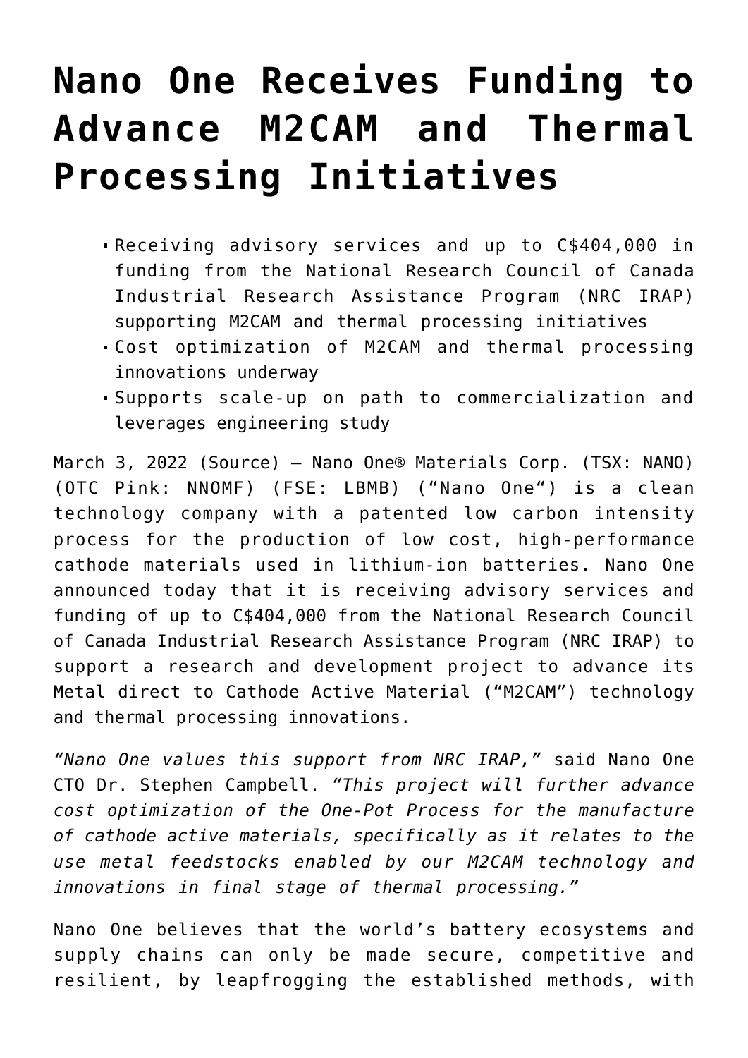# Nano One Receives Funding to Advance M2CAM and Thermal Processing Initiatives

- Receiving advisory services and up to C$404,000 in funding from the National Research Council of Canada Industrial Research Assistance Program (NRC IRAP) supporting M2CAM and thermal processing initiatives
- Cost optimization of M2CAM and thermal processing innovations underway
- Supports scale-up on path to commercialization and leverages engineering study

March 3, 2022 (Source) — Nano One® Materials Corp. (TSX: NANO) (OTC Pink: NNOMF) (FSE: LBMB) ("Nano One") is a clean technology company with a patented low carbon intensity process for the production of low cost, high-performance cathode materials used in lithium-ion batteries. Nano One announced today that it is receiving advisory services and funding of up to C$404,000 from the National Research Council of Canada Industrial Research Assistance Program (NRC IRAP) to support a research and development project to advance its Metal direct to Cathode Active Material ("M2CAM") technology and thermal processing innovations.

*"Nano One values this support from NRC IRAP,"* said Nano One CTO Dr. Stephen Campbell. *"This project will further advance cost optimization of the One-Pot Process for the manufacture of cathode active materials, specifically as it relates to the use metal feedstocks enabled by our M2CAM technology and innovations in final stage of thermal processing."*

Nano One believes that the world's battery ecosystems and supply chains can only be made secure, competitive and resilient, by leapfrogging the established methods, with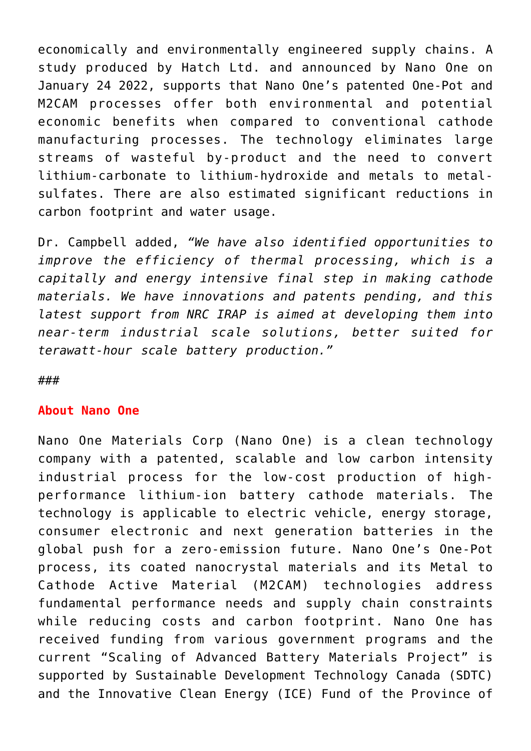economically and environmentally engineered supply chains. A study produced by Hatch Ltd. and announced by Nano One on January 24 2022, supports that Nano One's patented One-Pot and M2CAM processes offer both environmental and potential economic benefits when compared to conventional cathode manufacturing processes. The technology eliminates large streams of wasteful by-product and the need to convert lithium-carbonate to lithium-hydroxide and metals to metal-sulfates. There are also estimated significant reductions in carbon footprint and water usage.

Dr. Campbell added, *"We have also identified opportunities to improve the efficiency of thermal processing, which is a capitally and energy intensive final step in making cathode materials. We have innovations and patents pending, and this latest support from NRC IRAP is aimed at developing them into near-term industrial scale solutions, better suited for terawatt-hour scale battery production."*

###

## About Nano One

Nano One Materials Corp (Nano One) is a clean technology company with a patented, scalable and low carbon intensity industrial process for the low-cost production of high-performance lithium-ion battery cathode materials. The technology is applicable to electric vehicle, energy storage, consumer electronic and next generation batteries in the global push for a zero-emission future. Nano One's One-Pot process, its coated nanocrystal materials and its Metal to Cathode Active Material (M2CAM) technologies address fundamental performance needs and supply chain constraints while reducing costs and carbon footprint. Nano One has received funding from various government programs and the current "Scaling of Advanced Battery Materials Project" is supported by Sustainable Development Technology Canada (SDTC) and the Innovative Clean Energy (ICE) Fund of the Province of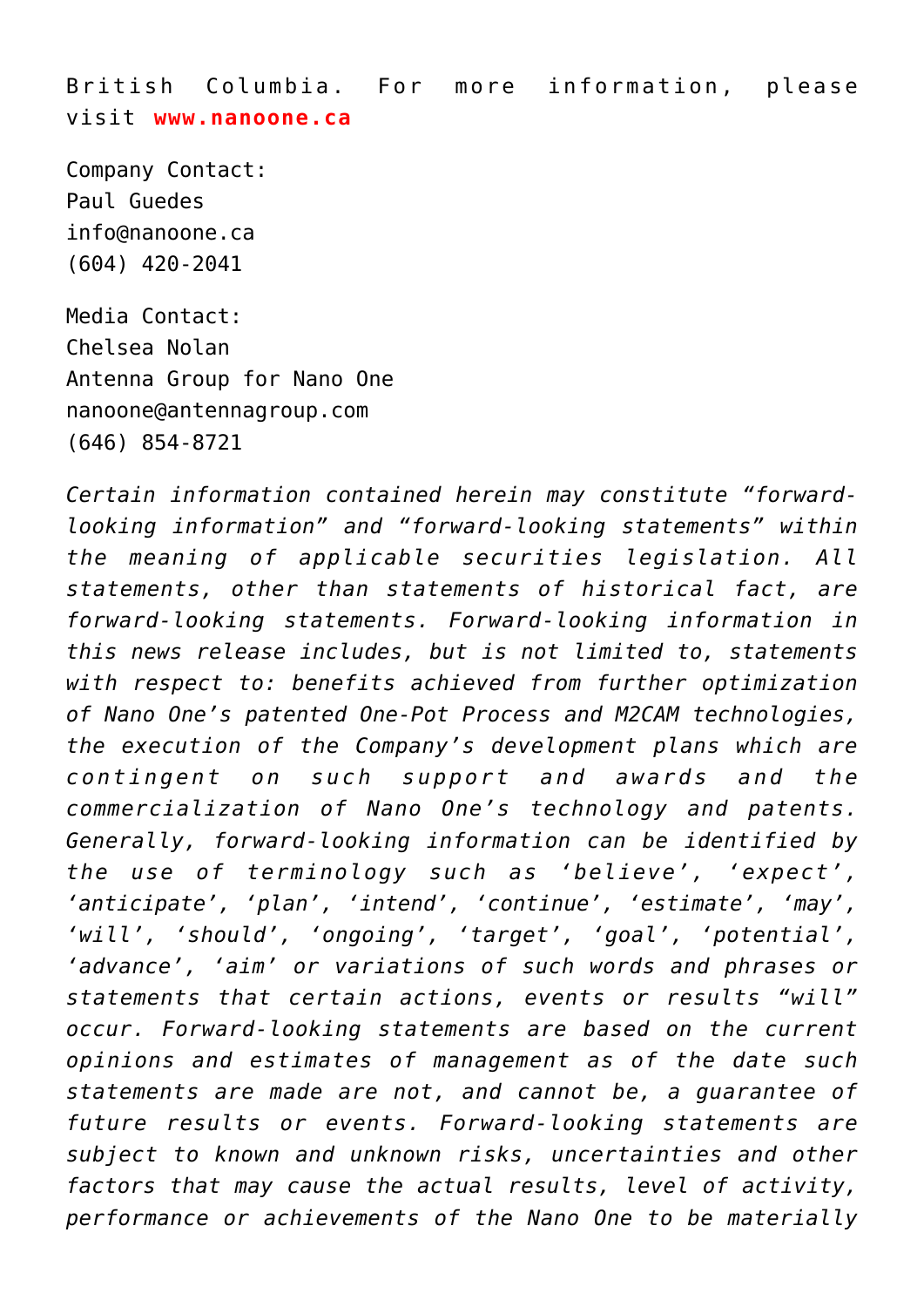British Columbia. For more information, please visit **www.nanoone.ca**

Company Contact:
Paul Guedes
info@nanoone.ca
(604) 420-2041

Media Contact:
Chelsea Nolan
Antenna Group for Nano One
nanoone@antennagroup.com
(646) 854-8721

*Certain information contained herein may constitute "forward-looking information" and "forward-looking statements" within the meaning of applicable securities legislation. All statements, other than statements of historical fact, are forward-looking statements. Forward-looking information in this news release includes, but is not limited to, statements with respect to: benefits achieved from further optimization of Nano One's patented One-Pot Process and M2CAM technologies, the execution of the Company's development plans which are contingent on such support and awards and the commercialization of Nano One's technology and patents. Generally, forward-looking information can be identified by the use of terminology such as 'believe', 'expect', 'anticipate', 'plan', 'intend', 'continue', 'estimate', 'may', 'will', 'should', 'ongoing', 'target', 'goal', 'potential', 'advance', 'aim' or variations of such words and phrases or statements that certain actions, events or results "will" occur. Forward-looking statements are based on the current opinions and estimates of management as of the date such statements are made are not, and cannot be, a guarantee of future results or events. Forward-looking statements are subject to known and unknown risks, uncertainties and other factors that may cause the actual results, level of activity, performance or achievements of the Nano One to be materially*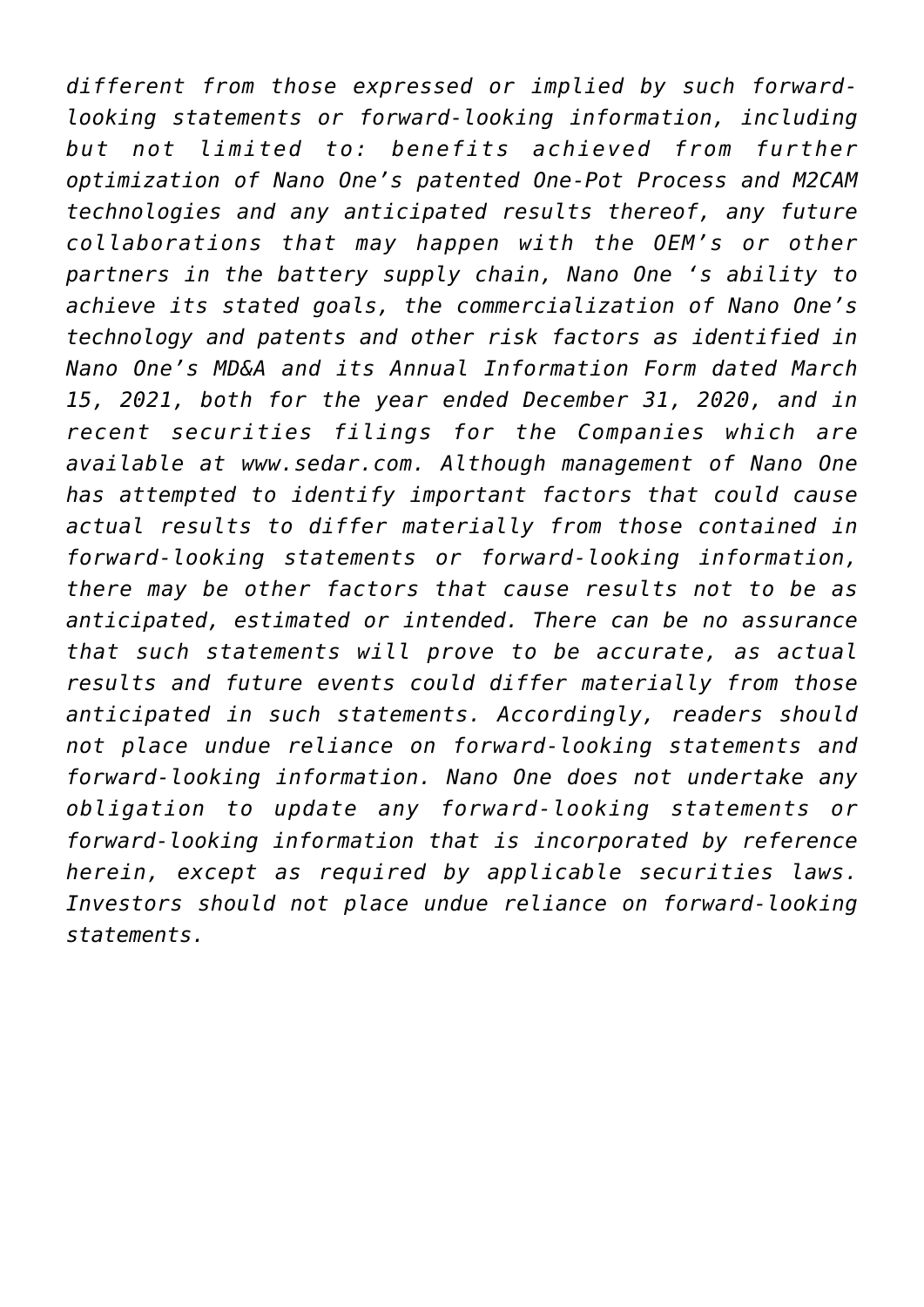*different from those expressed or implied by such forward-looking statements or forward-looking information, including but not limited to: benefits achieved from further optimization of Nano One's patented One-Pot Process and M2CAM technologies and any anticipated results thereof, any future collaborations that may happen with the OEM's or other partners in the battery supply chain, Nano One 's ability to achieve its stated goals, the commercialization of Nano One's technology and patents and other risk factors as identified in Nano One's MD&A and its Annual Information Form dated March 15, 2021, both for the year ended December 31, 2020, and in recent securities filings for the Companies which are available at www.sedar.com. Although management of Nano One has attempted to identify important factors that could cause actual results to differ materially from those contained in forward-looking statements or forward-looking information, there may be other factors that cause results not to be as anticipated, estimated or intended. There can be no assurance that such statements will prove to be accurate, as actual results and future events could differ materially from those anticipated in such statements. Accordingly, readers should not place undue reliance on forward-looking statements and forward-looking information. Nano One does not undertake any obligation to update any forward-looking statements or forward-looking information that is incorporated by reference herein, except as required by applicable securities laws. Investors should not place undue reliance on forward-looking statements.*